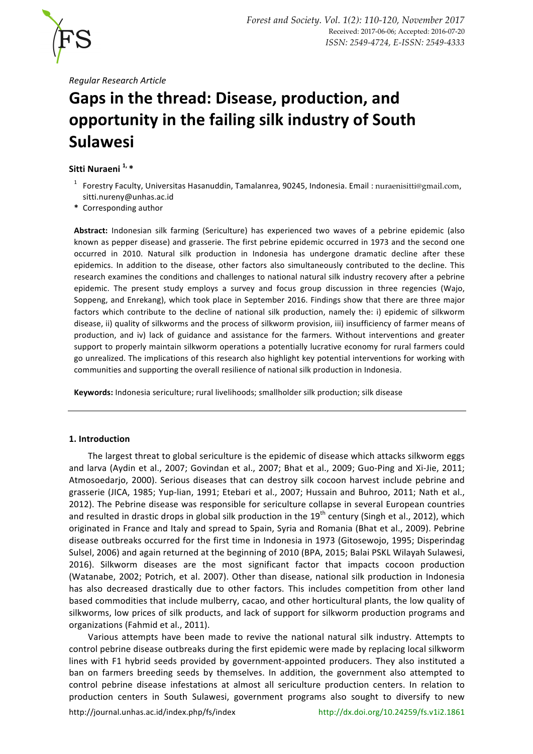*Regular Research Article*

# Gaps in the thread: Disease, production, and opportunity in the failing silk industry of South Sulawesi

**Sitti Nuraeni [1,] ***

[1] Forestry Faculty, Universitas Hasanuddin, Tamalanrea, 90245, Indonesia. Email : nuraenisitti@gmail.com, sitti.nureny@unhas.ac.id

**\*** Corresponding author

**Abstract:** Indonesian silk farming (Sericulture) has experienced two waves of a pebrine epidemic (also known as pepper disease) and grasserie. The first pebrine epidemic occurred in 1973 and the second one occurred in 2010. Natural silk production in Indonesia has undergone dramatic decline after these epidemics. In addition to the disease, other factors also simultaneously contributed to the decline. This research examines the conditions and challenges to national natural silk industry recovery after a pebrine epidemic. The present study employs a survey and focus group discussion in three regencies (Wajo, Soppeng, and Enrekang), which took place in September 2016. Findings show that there are three major factors which contribute to the decline of national silk production, namely the: i) epidemic of silkworm disease, ii) quality of silkworms and the process of silkworm provision, iii) insufficiency of farmer means of production, and iv) lack of guidance and assistance for the farmers. Without interventions and greater support to properly maintain silkworm operations a potentially lucrative economy for rural farmers could go unrealized. The implications of this research also highlight key potential interventions for working with communities and supporting the overall resilience of national silk production in Indonesia.

**Keywords:** Indonesia sericulture; rural livelihoods; smallholder silk production; silk disease

## 1. Introduction

The largest threat to global sericulture is the epidemic of disease which attacks silkworm eggs and larva (Aydin et al., 2007; Govindan et al., 2007; Bhat et al., 2009; Guo-Ping and Xi-Jie, 2011; Atmosoedarjo, 2000). Serious diseases that can destroy silk cocoon harvest include pebrine and grasserie (JICA, 1985; Yup-lian, 1991; Etebari et al., 2007; Hussain and Buhroo, 2011; Nath et al., 2012). The Pebrine disease was responsible for sericulture collapse in several European countries and resulted in drastic drops in global silk production in the 19th century (Singh et al., 2012), which originated in France and Italy and spread to Spain, Syria and Romania (Bhat et al., 2009). Pebrine disease outbreaks occurred for the first time in Indonesia in 1973 (Gitosewojo, 1995; Disperindag Sulsel, 2006) and again returned at the beginning of 2010 (BPA, 2015; Balai PSKL Wilayah Sulawesi, 2016). Silkworm diseases are the most significant factor that impacts cocoon production (Watanabe, 2002; Potrich, et al. 2007). Other than disease, national silk production in Indonesia has also decreased drastically due to other factors. This includes competition from other land based commodities that include mulberry, cacao, and other horticultural plants, the low quality of silkworms, low prices of silk products, and lack of support for silkworm production programs and organizations (Fahmid et al., 2011).

Various attempts have been made to revive the national natural silk industry. Attempts to control pebrine disease outbreaks during the first epidemic were made by replacing local silkworm lines with F1 hybrid seeds provided by government-appointed producers. They also instituted a ban on farmers breeding seeds by themselves. In addition, the government also attempted to control pebrine disease infestations at almost all sericulture production centers. In relation to production centers in South Sulawesi, government programs also sought to diversify to new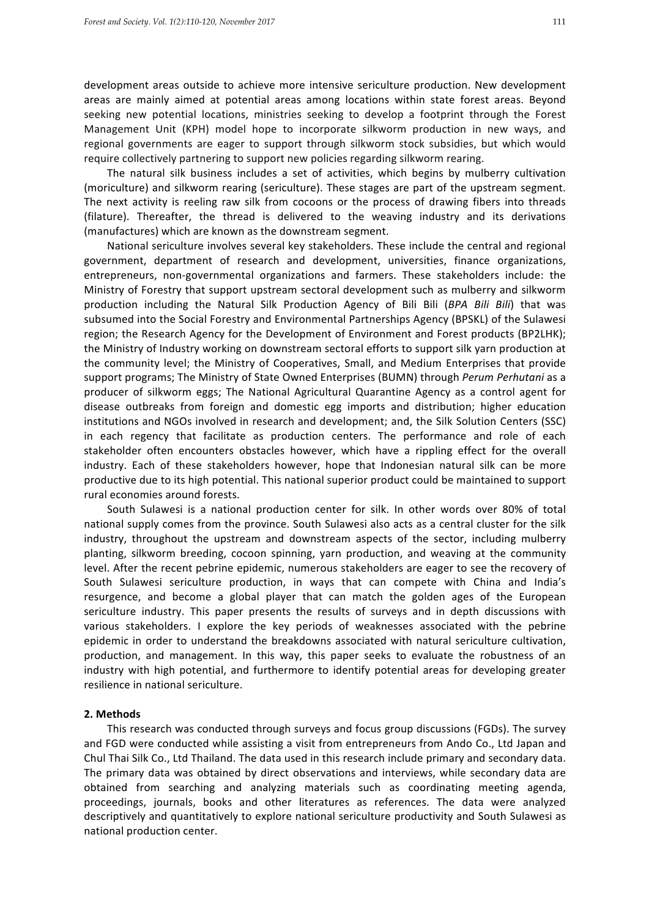development areas outside to achieve more intensive sericulture production. New development areas are mainly aimed at potential areas among locations within state forest areas. Beyond seeking new potential locations, ministries seeking to develop a footprint through the Forest Management Unit (KPH) model hope to incorporate silkworm production in new ways, and regional governments are eager to support through silkworm stock subsidies, but which would require collectively partnering to support new policies regarding silkworm rearing.

The natural silk business includes a set of activities, which begins by mulberry cultivation (moriculture) and silkworm rearing (sericulture). These stages are part of the upstream segment. The next activity is reeling raw silk from cocoons or the process of drawing fibers into threads (filature). Thereafter, the thread is delivered to the weaving industry and its derivations (manufactures) which are known as the downstream segment.

National sericulture involves several key stakeholders. These include the central and regional government, department of research and development, universities, finance organizations, entrepreneurs, non-governmental organizations and farmers. These stakeholders include: the Ministry of Forestry that support upstream sectoral development such as mulberry and silkworm production including the Natural Silk Production Agency of Bili Bili (*BPA Bili Bili*) that was subsumed into the Social Forestry and Environmental Partnerships Agency (BPSKL) of the Sulawesi region; the Research Agency for the Development of Environment and Forest products (BP2LHK); the Ministry of Industry working on downstream sectoral efforts to support silk yarn production at the community level; the Ministry of Cooperatives, Small, and Medium Enterprises that provide support programs; The Ministry of State Owned Enterprises (BUMN) through *Perum Perhutani* as a producer of silkworm eggs; The National Agricultural Quarantine Agency as a control agent for disease outbreaks from foreign and domestic egg imports and distribution; higher education institutions and NGOs involved in research and development; and, the Silk Solution Centers (SSC) in each regency that facilitate as production centers. The performance and role of each stakeholder often encounters obstacles however, which have a rippling effect for the overall industry. Each of these stakeholders however, hope that Indonesian natural silk can be more productive due to its high potential. This national superior product could be maintained to support rural economies around forests.

South Sulawesi is a national production center for silk. In other words over 80% of total national supply comes from the province. South Sulawesi also acts as a central cluster for the silk industry, throughout the upstream and downstream aspects of the sector, including mulberry planting, silkworm breeding, cocoon spinning, yarn production, and weaving at the community level. After the recent pebrine epidemic, numerous stakeholders are eager to see the recovery of South Sulawesi sericulture production, in ways that can compete with China and India's resurgence, and become a global player that can match the golden ages of the European sericulture industry. This paper presents the results of surveys and in depth discussions with various stakeholders. I explore the key periods of weaknesses associated with the pebrine epidemic in order to understand the breakdowns associated with natural sericulture cultivation, production, and management. In this way, this paper seeks to evaluate the robustness of an industry with high potential, and furthermore to identify potential areas for developing greater resilience in national sericulture.

## 2. Methods

This research was conducted through surveys and focus group discussions (FGDs). The survey and FGD were conducted while assisting a visit from entrepreneurs from Ando Co., Ltd Japan and Chul Thai Silk Co., Ltd Thailand. The data used in this research include primary and secondary data. The primary data was obtained by direct observations and interviews, while secondary data are obtained from searching and analyzing materials such as coordinating meeting agenda, proceedings, journals, books and other literatures as references. The data were analyzed descriptively and quantitatively to explore national sericulture productivity and South Sulawesi as national production center.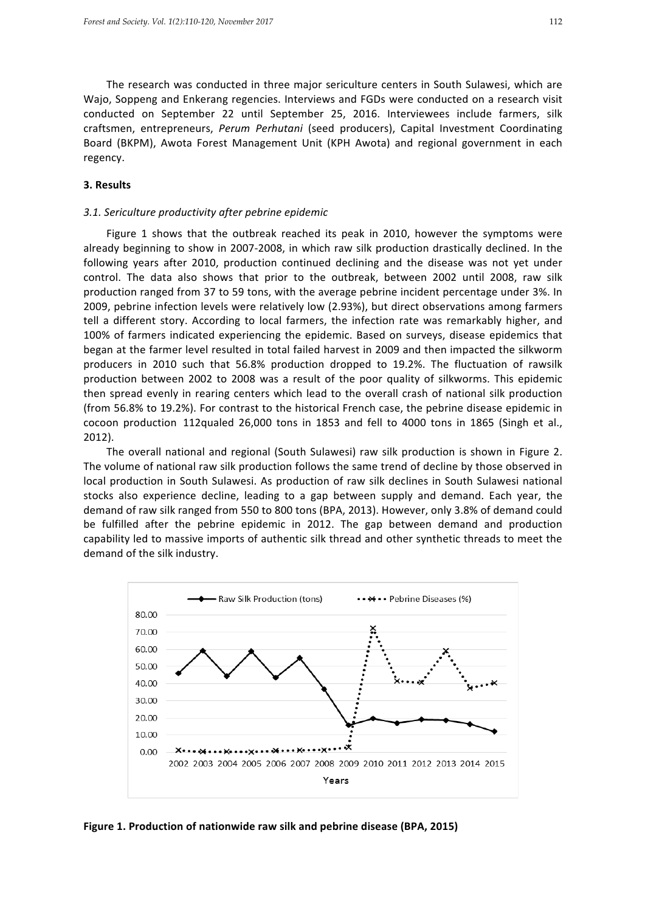The research was conducted in three major sericulture centers in South Sulawesi, which are Wajo, Soppeng and Enkerang regencies. Interviews and FGDs were conducted on a research visit conducted on September 22 until September 25, 2016. Interviewees include farmers, silk craftsmen, entrepreneurs, *Perum Perhutani* (seed producers), Capital Investment Coordinating Board (BKPM), Awota Forest Management Unit (KPH Awota) and regional government in each regency.

## 3. Results

### *3.1. Sericulture productivity after pebrine epidemic*

Figure 1 shows that the outbreak reached its peak in 2010, however the symptoms were already beginning to show in 2007-2008, in which raw silk production drastically declined. In the following years after 2010, production continued declining and the disease was not yet under control. The data also shows that prior to the outbreak, between 2002 until 2008, raw silk production ranged from 37 to 59 tons, with the average pebrine incident percentage under 3%. In 2009, pebrine infection levels were relatively low (2.93%), but direct observations among farmers tell a different story. According to local farmers, the infection rate was remarkably higher, and 100% of farmers indicated experiencing the epidemic. Based on surveys, disease epidemics that began at the farmer level resulted in total failed harvest in 2009 and then impacted the silkworm producers in 2010 such that 56.8% production dropped to 19.2%. The fluctuation of rawsilk production between 2002 to 2008 was a result of the poor quality of silkworms. This epidemic then spread evenly in rearing centers which lead to the overall crash of national silk production (from 56.8% to 19.2%). For contrast to the historical French case, the pebrine disease epidemic in cocoon production 112qualed 26,000 tons in 1853 and fell to 4000 tons in 1865 (Singh et al., 2012).

The overall national and regional (South Sulawesi) raw silk production is shown in Figure 2. The volume of national raw silk production follows the same trend of decline by those observed in local production in South Sulawesi. As production of raw silk declines in South Sulawesi national stocks also experience decline, leading to a gap between supply and demand. Each year, the demand of raw silk ranged from 550 to 800 tons (BPA, 2013). However, only 3.8% of demand could be fulfilled after the pebrine epidemic in 2012. The gap between demand and production capability led to massive imports of authentic silk thread and other synthetic threads to meet the demand of the silk industry.

**Figure 1. Production of nationwide raw silk and pebrine disease (BPA, 2015)**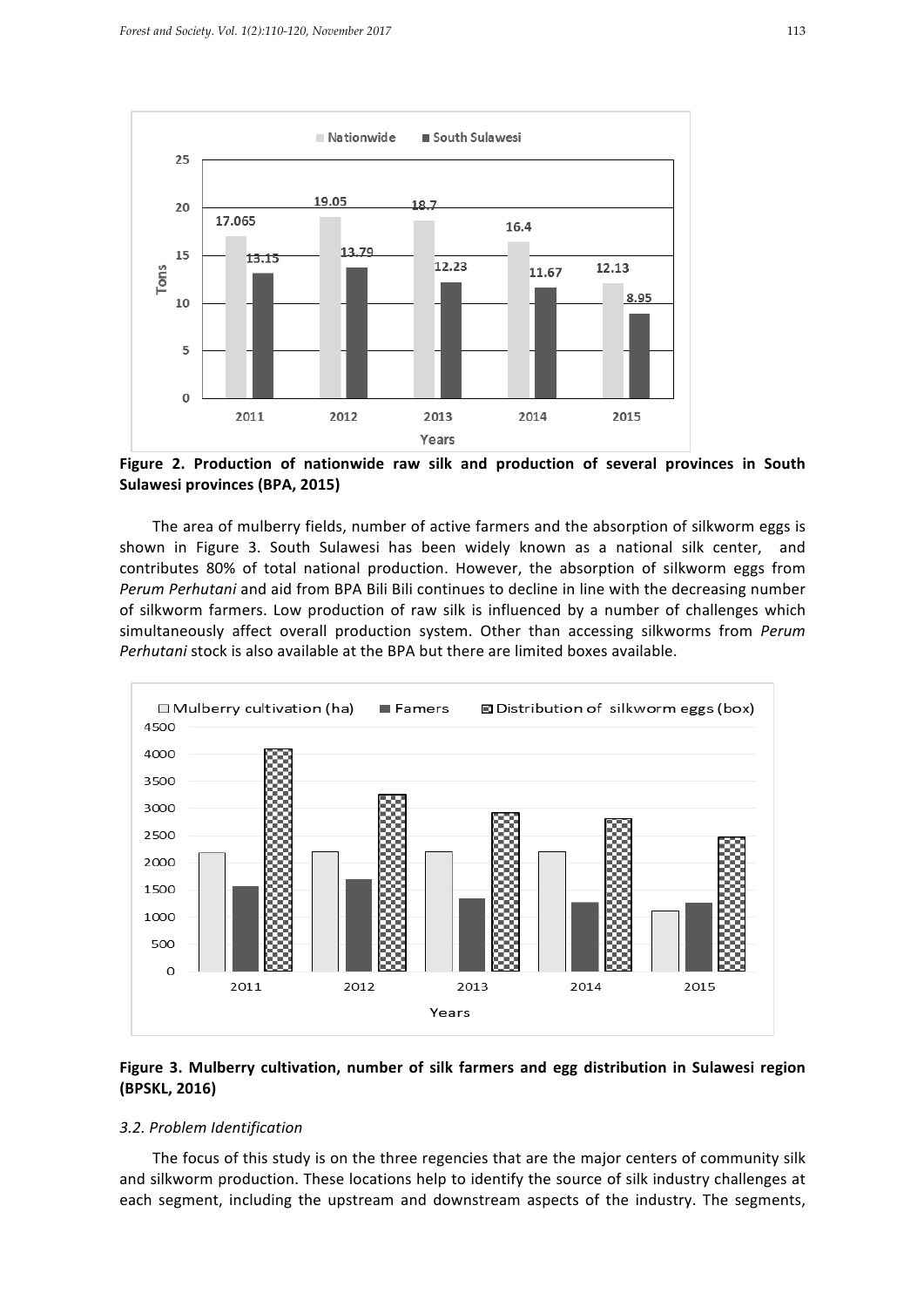**Figure 2. Production of nationwide raw silk and production of several provinces in South Sulawesi provinces (BPA, 2015)**

The area of mulberry fields, number of active farmers and the absorption of silkworm eggs is shown in Figure 3. South Sulawesi has been widely known as a national silk center, and contributes 80% of total national production. However, the absorption of silkworm eggs from *Perum Perhutani* and aid from BPA Bili Bili continues to decline in line with the decreasing number of silkworm farmers. Low production of raw silk is influenced by a number of challenges which simultaneously affect overall production system. Other than accessing silkworms from *Perum Perhutani* stock is also available at the BPA but there are limited boxes available.

**Figure 3. Mulberry cultivation, number of silk farmers and egg distribution in Sulawesi region (BPSKL, 2016)**

### *3.2. Problem Identification*

The focus of this study is on the three regencies that are the major centers of community silk and silkworm production. These locations help to identify the source of silk industry challenges at each segment, including the upstream and downstream aspects of the industry. The segments,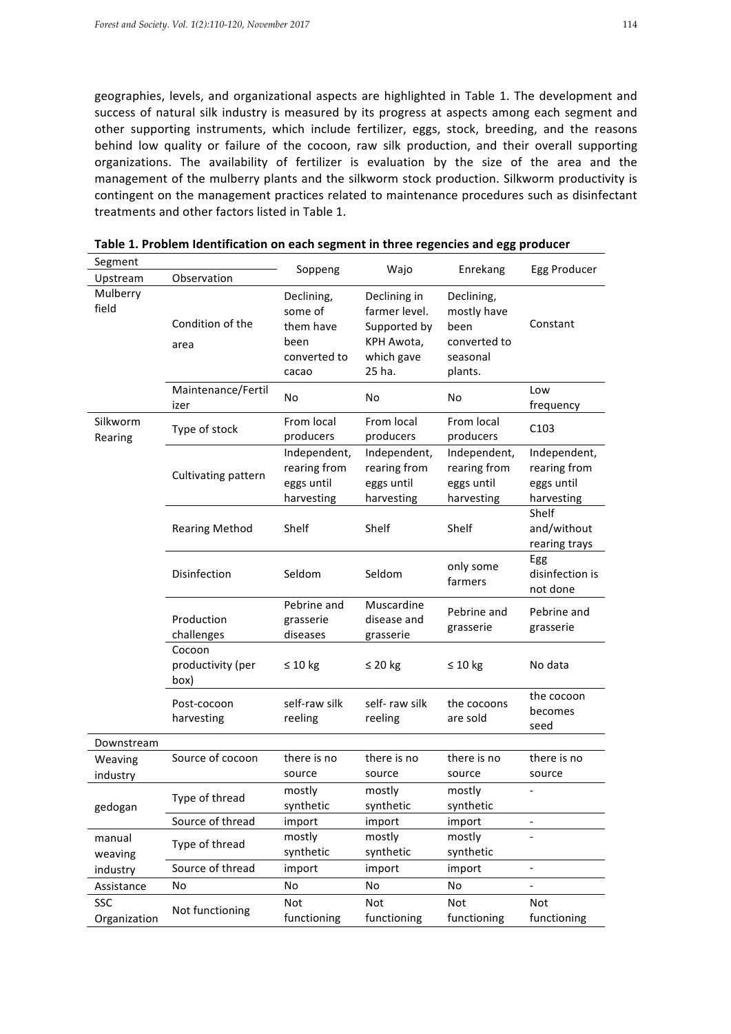geographies, levels, and organizational aspects are highlighted in Table 1. The development and success of natural silk industry is measured by its progress at aspects among each segment and other supporting instruments, which include fertilizer, eggs, stock, breeding, and the reasons behind low quality or failure of the cocoon, raw silk production, and their overall supporting organizations. The availability of fertilizer is evaluation by the size of the area and the management of the mulberry plants and the silkworm stock production. Silkworm productivity is contingent on the management practices related to maintenance procedures such as disinfectant treatments and other factors listed in Table 1.

**Table 1. Problem Identification on each segment in three regencies and egg producer**

| Segment | | Soppeng | Wajo | Enrekang | Egg Producer |
|---|---|---|---|---|---|
| Upstream | Observation | | | | |
| Mulberry field | Condition of the area | Declining, some of them have been converted to cacao | Declining in farmer level. Supported by KPH Awota, which gave 25 ha. | Declining, mostly have been converted to seasonal plants. | Constant |
| | Maintenance/Fertilizer | No | No | No | Low frequency |
| Silkworm Rearing | Type of stock | From local producers | From local producers | From local producers | C103 |
| | Cultivating pattern | Independent, rearing from eggs until harvesting | Independent, rearing from eggs until harvesting | Independent, rearing from eggs until harvesting | Independent, rearing from eggs until harvesting |
| | Rearing Method | Shelf | Shelf | Shelf | Shelf and/without rearing trays |
| | Disinfection | Seldom | Seldom | only some farmers | Egg disinfection is not done |
| | Production challenges | Pebrine and grasserie diseases | Muscardine disease and grasserie | Pebrine and grasserie | Pebrine and grasserie |
| | Cocoon productivity (per box) | ≤ 10 kg | ≤ 20 kg | ≤ 10 kg | No data |
| | Post-cocoon harvesting | self-raw silk reeling | self- raw silk reeling | the cocoons are sold | the cocoon becomes seed |
| Downstream | | | | | |
| Weaving industry | Source of cocoon | there is no source | there is no source | there is no source | there is no source |
| gedogan | Type of thread | mostly synthetic | mostly synthetic | mostly synthetic | - |
| | Source of thread | import | import | import | - |
| manual weaving industry | Type of thread | mostly synthetic | mostly synthetic | mostly synthetic | - |
| | Source of thread | import | import | import | - |
| Assistance | No | No | No | No | - |
| SSC Organization | Not functioning | Not functioning | Not functioning | Not functioning | Not functioning |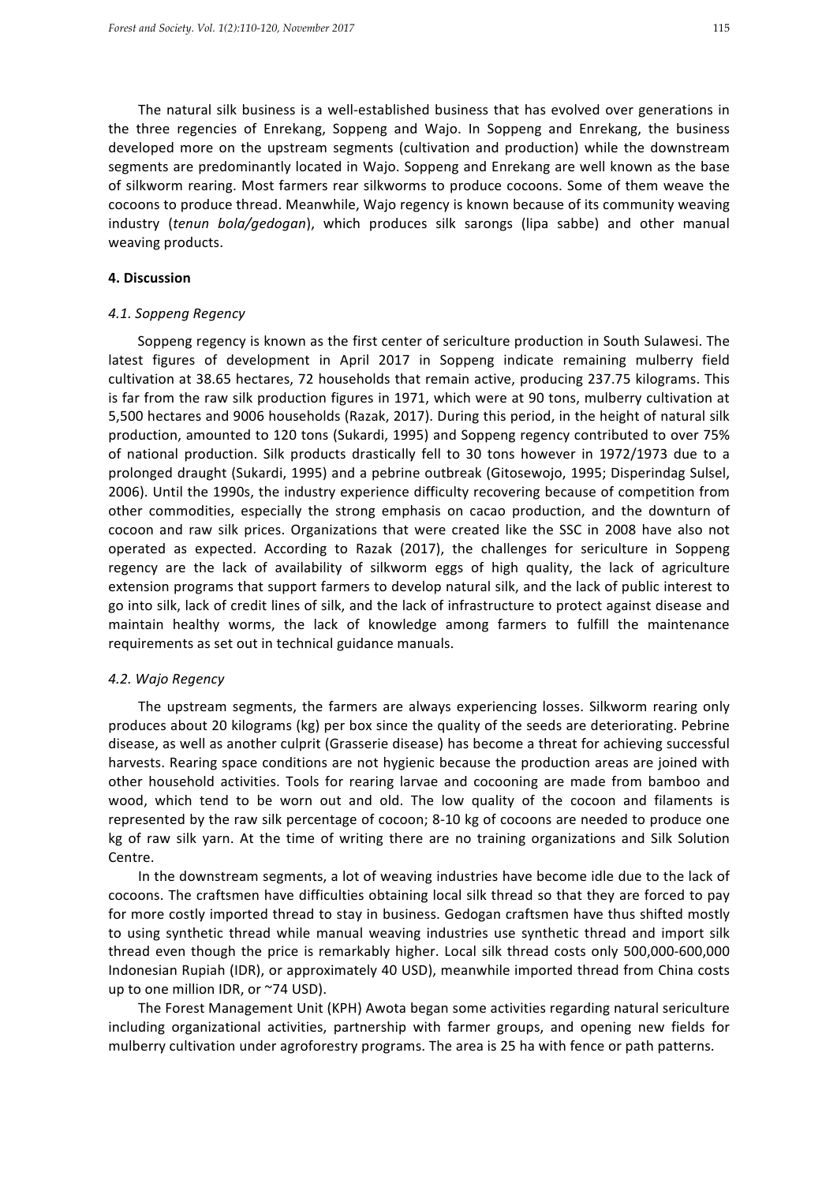The natural silk business is a well-established business that has evolved over generations in the three regencies of Enrekang, Soppeng and Wajo. In Soppeng and Enrekang, the business developed more on the upstream segments (cultivation and production) while the downstream segments are predominantly located in Wajo. Soppeng and Enrekang are well known as the base of silkworm rearing. Most farmers rear silkworms to produce cocoons. Some of them weave the cocoons to produce thread. Meanwhile, Wajo regency is known because of its community weaving industry (*tenun bola/gedogan*), which produces silk sarongs (lipa sabbe) and other manual weaving products.

## 4. Discussion

### *4.1. Soppeng Regency*

Soppeng regency is known as the first center of sericulture production in South Sulawesi. The latest figures of development in April 2017 in Soppeng indicate remaining mulberry field cultivation at 38.65 hectares, 72 households that remain active, producing 237.75 kilograms. This is far from the raw silk production figures in 1971, which were at 90 tons, mulberry cultivation at 5,500 hectares and 9006 households (Razak, 2017). During this period, in the height of natural silk production, amounted to 120 tons (Sukardi, 1995) and Soppeng regency contributed to over 75% of national production. Silk products drastically fell to 30 tons however in 1972/1973 due to a prolonged draught (Sukardi, 1995) and a pebrine outbreak (Gitosewojo, 1995; Disperindag Sulsel, 2006). Until the 1990s, the industry experience difficulty recovering because of competition from other commodities, especially the strong emphasis on cacao production, and the downturn of cocoon and raw silk prices. Organizations that were created like the SSC in 2008 have also not operated as expected. According to Razak (2017), the challenges for sericulture in Soppeng regency are the lack of availability of silkworm eggs of high quality, the lack of agriculture extension programs that support farmers to develop natural silk, and the lack of public interest to go into silk, lack of credit lines of silk, and the lack of infrastructure to protect against disease and maintain healthy worms, the lack of knowledge among farmers to fulfill the maintenance requirements as set out in technical guidance manuals.

### *4.2. Wajo Regency*

The upstream segments, the farmers are always experiencing losses. Silkworm rearing only produces about 20 kilograms (kg) per box since the quality of the seeds are deteriorating. Pebrine disease, as well as another culprit (Grasserie disease) has become a threat for achieving successful harvests. Rearing space conditions are not hygienic because the production areas are joined with other household activities. Tools for rearing larvae and cocooning are made from bamboo and wood, which tend to be worn out and old. The low quality of the cocoon and filaments is represented by the raw silk percentage of cocoon; 8-10 kg of cocoons are needed to produce one kg of raw silk yarn. At the time of writing there are no training organizations and Silk Solution Centre.

In the downstream segments, a lot of weaving industries have become idle due to the lack of cocoons. The craftsmen have difficulties obtaining local silk thread so that they are forced to pay for more costly imported thread to stay in business. Gedogan craftsmen have thus shifted mostly to using synthetic thread while manual weaving industries use synthetic thread and import silk thread even though the price is remarkably higher. Local silk thread costs only 500,000-600,000 Indonesian Rupiah (IDR), or approximately 40 USD), meanwhile imported thread from China costs up to one million IDR, or ~74 USD).

The Forest Management Unit (KPH) Awota began some activities regarding natural sericulture including organizational activities, partnership with farmer groups, and opening new fields for mulberry cultivation under agroforestry programs. The area is 25 ha with fence or path patterns.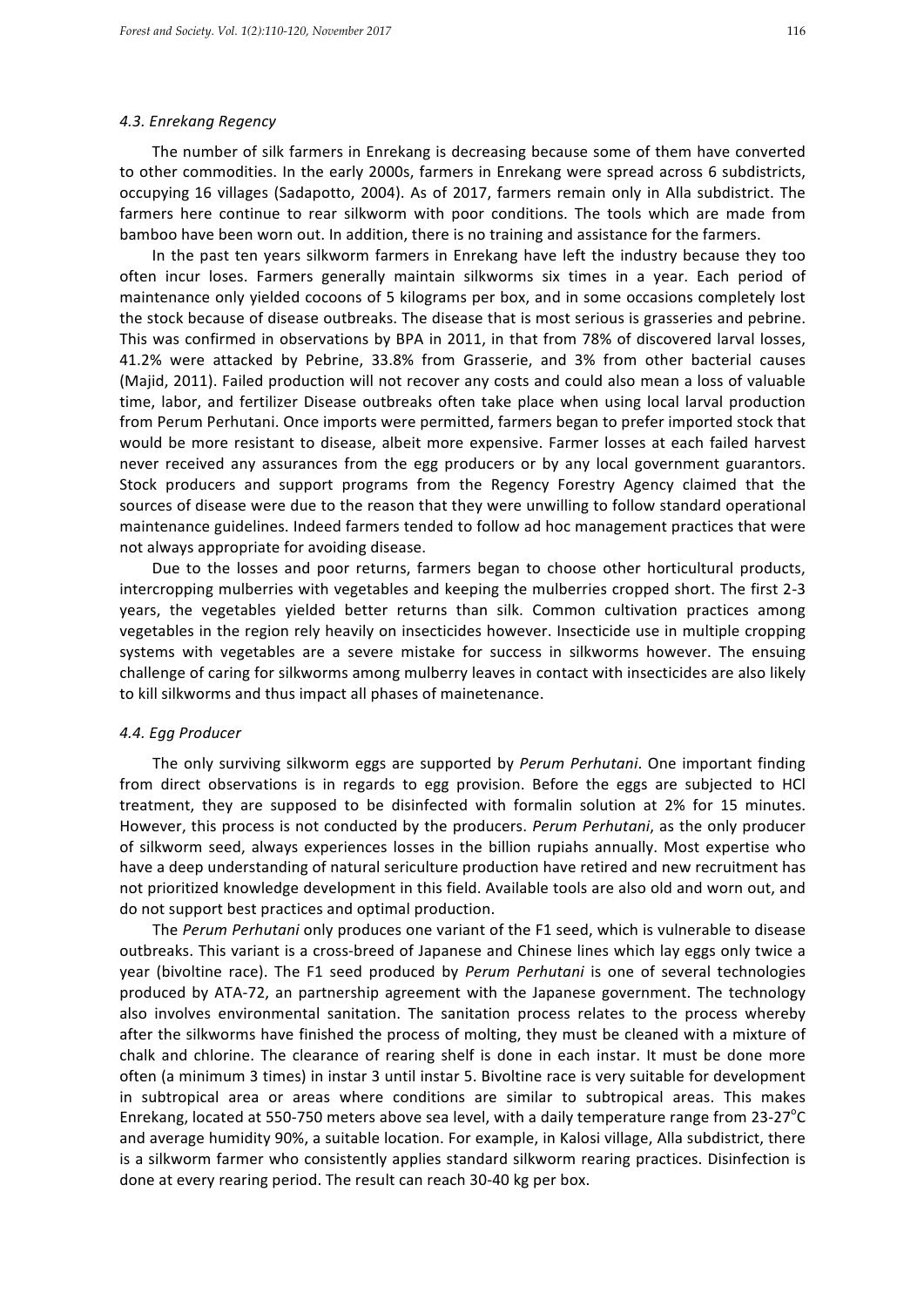### 4.3. Enrekang Regency

The number of silk farmers in Enrekang is decreasing because some of them have converted to other commodities. In the early 2000s, farmers in Enrekang were spread across 6 subdistricts, occupying 16 villages (Sadapotto, 2004). As of 2017, farmers remain only in Alla subdistrict. The farmers here continue to rear silkworm with poor conditions. The tools which are made from bamboo have been worn out. In addition, there is no training and assistance for the farmers.

In the past ten years silkworm farmers in Enrekang have left the industry because they too often incur loses. Farmers generally maintain silkworms six times in a year. Each period of maintenance only yielded cocoons of 5 kilograms per box, and in some occasions completely lost the stock because of disease outbreaks. The disease that is most serious is grasseries and pebrine. This was confirmed in observations by BPA in 2011, in that from 78% of discovered larval losses, 41.2% were attacked by Pebrine, 33.8% from Grasserie, and 3% from other bacterial causes (Majid, 2011). Failed production will not recover any costs and could also mean a loss of valuable time, labor, and fertilizer Disease outbreaks often take place when using local larval production from Perum Perhutani. Once imports were permitted, farmers began to prefer imported stock that would be more resistant to disease, albeit more expensive. Farmer losses at each failed harvest never received any assurances from the egg producers or by any local government guarantors. Stock producers and support programs from the Regency Forestry Agency claimed that the sources of disease were due to the reason that they were unwilling to follow standard operational maintenance guidelines. Indeed farmers tended to follow ad hoc management practices that were not always appropriate for avoiding disease.

Due to the losses and poor returns, farmers began to choose other horticultural products, intercropping mulberries with vegetables and keeping the mulberries cropped short. The first 2-3 years, the vegetables yielded better returns than silk. Common cultivation practices among vegetables in the region rely heavily on insecticides however. Insecticide use in multiple cropping systems with vegetables are a severe mistake for success in silkworms however. The ensuing challenge of caring for silkworms among mulberry leaves in contact with insecticides are also likely to kill silkworms and thus impact all phases of mainetenance.

### 4.4. Egg Producer

The only surviving silkworm eggs are supported by *Perum Perhutani*. One important finding from direct observations is in regards to egg provision. Before the eggs are subjected to HCl treatment, they are supposed to be disinfected with formalin solution at 2% for 15 minutes. However, this process is not conducted by the producers. *Perum Perhutani*, as the only producer of silkworm seed, always experiences losses in the billion rupiahs annually. Most expertise who have a deep understanding of natural sericulture production have retired and new recruitment has not prioritized knowledge development in this field. Available tools are also old and worn out, and do not support best practices and optimal production.

The *Perum Perhutani* only produces one variant of the F1 seed, which is vulnerable to disease outbreaks. This variant is a cross-breed of Japanese and Chinese lines which lay eggs only twice a year (bivoltine race). The F1 seed produced by *Perum Perhutani* is one of several technologies produced by ATA-72, an partnership agreement with the Japanese government. The technology also involves environmental sanitation. The sanitation process relates to the process whereby after the silkworms have finished the process of molting, they must be cleaned with a mixture of chalk and chlorine. The clearance of rearing shelf is done in each instar. It must be done more often (a minimum 3 times) in instar 3 until instar 5. Bivoltine race is very suitable for development in subtropical area or areas where conditions are similar to subtropical areas. This makes Enrekang, located at 550-750 meters above sea level, with a daily temperature range from 23-27°C and average humidity 90%, a suitable location. For example, in Kalosi village, Alla subdistrict, there is a silkworm farmer who consistently applies standard silkworm rearing practices. Disinfection is done at every rearing period. The result can reach 30-40 kg per box.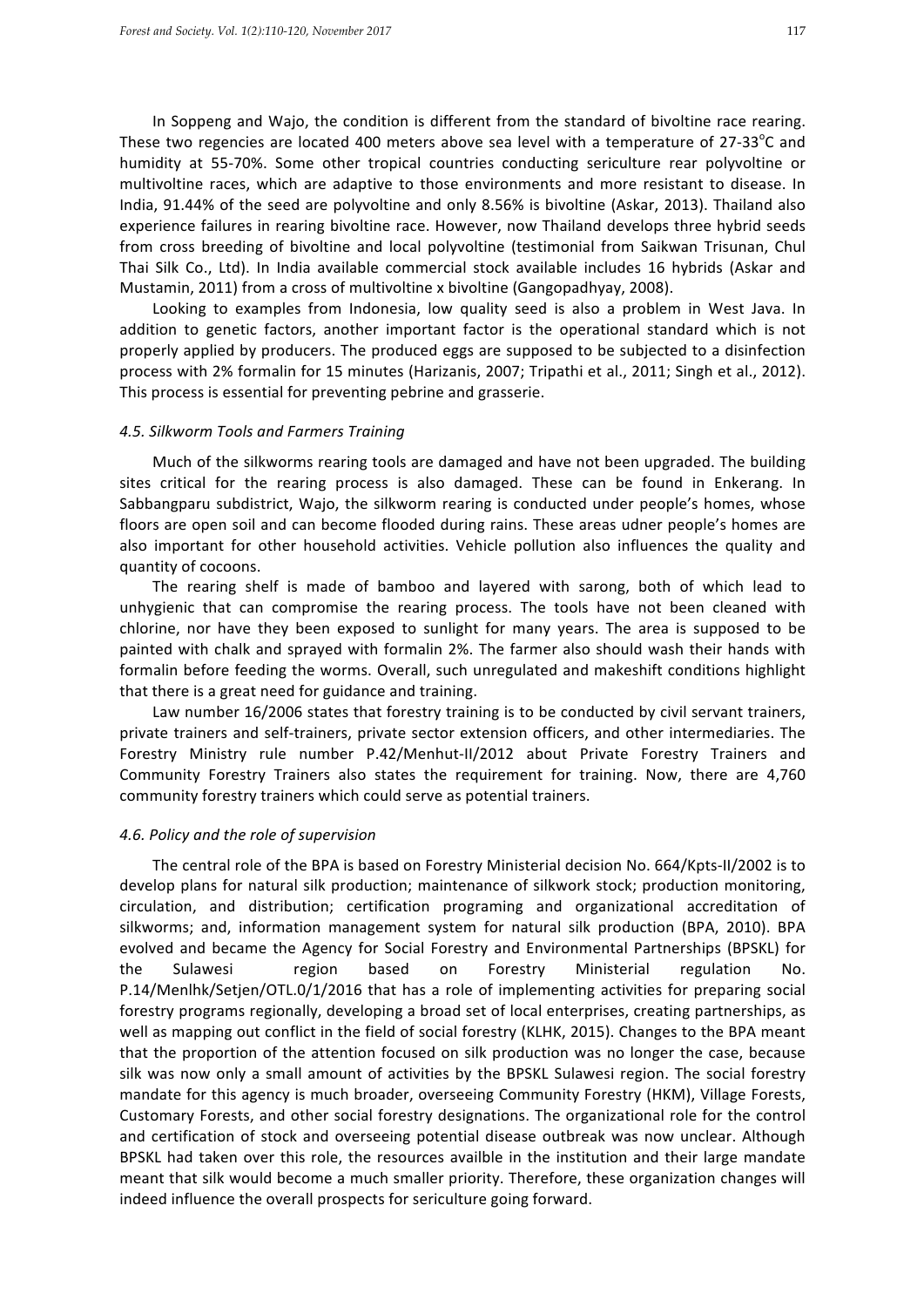In Soppeng and Wajo, the condition is different from the standard of bivoltine race rearing. These two regencies are located 400 meters above sea level with a temperature of 27-33°C and humidity at 55-70%. Some other tropical countries conducting sericulture rear polyvoltine or multivoltine races, which are adaptive to those environments and more resistant to disease. In India, 91.44% of the seed are polyvoltine and only 8.56% is bivoltine (Askar, 2013). Thailand also experience failures in rearing bivoltine race. However, now Thailand develops three hybrid seeds from cross breeding of bivoltine and local polyvoltine (testimonial from Saikwan Trisunan, Chul Thai Silk Co., Ltd). In India available commercial stock available includes 16 hybrids (Askar and Mustamin, 2011) from a cross of multivoltine x bivoltine (Gangopadhyay, 2008).

Looking to examples from Indonesia, low quality seed is also a problem in West Java. In addition to genetic factors, another important factor is the operational standard which is not properly applied by producers. The produced eggs are supposed to be subjected to a disinfection process with 2% formalin for 15 minutes (Harizanis, 2007; Tripathi et al., 2011; Singh et al., 2012). This process is essential for preventing pebrine and grasserie.

### *4.5. Silkworm Tools and Farmers Training*

Much of the silkworms rearing tools are damaged and have not been upgraded. The building sites critical for the rearing process is also damaged. These can be found in Enkerang. In Sabbangparu subdistrict, Wajo, the silkworm rearing is conducted under people's homes, whose floors are open soil and can become flooded during rains. These areas udner people's homes are also important for other household activities. Vehicle pollution also influences the quality and quantity of cocoons.

The rearing shelf is made of bamboo and layered with sarong, both of which lead to unhygienic that can compromise the rearing process. The tools have not been cleaned with chlorine, nor have they been exposed to sunlight for many years. The area is supposed to be painted with chalk and sprayed with formalin 2%. The farmer also should wash their hands with formalin before feeding the worms. Overall, such unregulated and makeshift conditions highlight that there is a great need for guidance and training.

Law number 16/2006 states that forestry training is to be conducted by civil servant trainers, private trainers and self-trainers, private sector extension officers, and other intermediaries. The Forestry Ministry rule number P.42/Menhut-II/2012 about Private Forestry Trainers and Community Forestry Trainers also states the requirement for training. Now, there are 4,760 community forestry trainers which could serve as potential trainers.

### *4.6. Policy and the role of supervision*

The central role of the BPA is based on Forestry Ministerial decision No. 664/Kpts-II/2002 is to develop plans for natural silk production; maintenance of silkwork stock; production monitoring, circulation, and distribution; certification programing and organizational accreditation of silkworms; and, information management system for natural silk production (BPA, 2010). BPA evolved and became the Agency for Social Forestry and Environmental Partnerships (BPSKL) for the Sulawesi region based on Forestry Ministerial regulation No. P.14/Menlhk/Setjen/OTL.0/1/2016 that has a role of implementing activities for preparing social forestry programs regionally, developing a broad set of local enterprises, creating partnerships, as well as mapping out conflict in the field of social forestry (KLHK, 2015). Changes to the BPA meant that the proportion of the attention focused on silk production was no longer the case, because silk was now only a small amount of activities by the BPSKL Sulawesi region. The social forestry mandate for this agency is much broader, overseeing Community Forestry (HKM), Village Forests, Customary Forests, and other social forestry designations. The organizational role for the control and certification of stock and overseeing potential disease outbreak was now unclear. Although BPSKL had taken over this role, the resources availble in the institution and their large mandate meant that silk would become a much smaller priority. Therefore, these organization changes will indeed influence the overall prospects for sericulture going forward.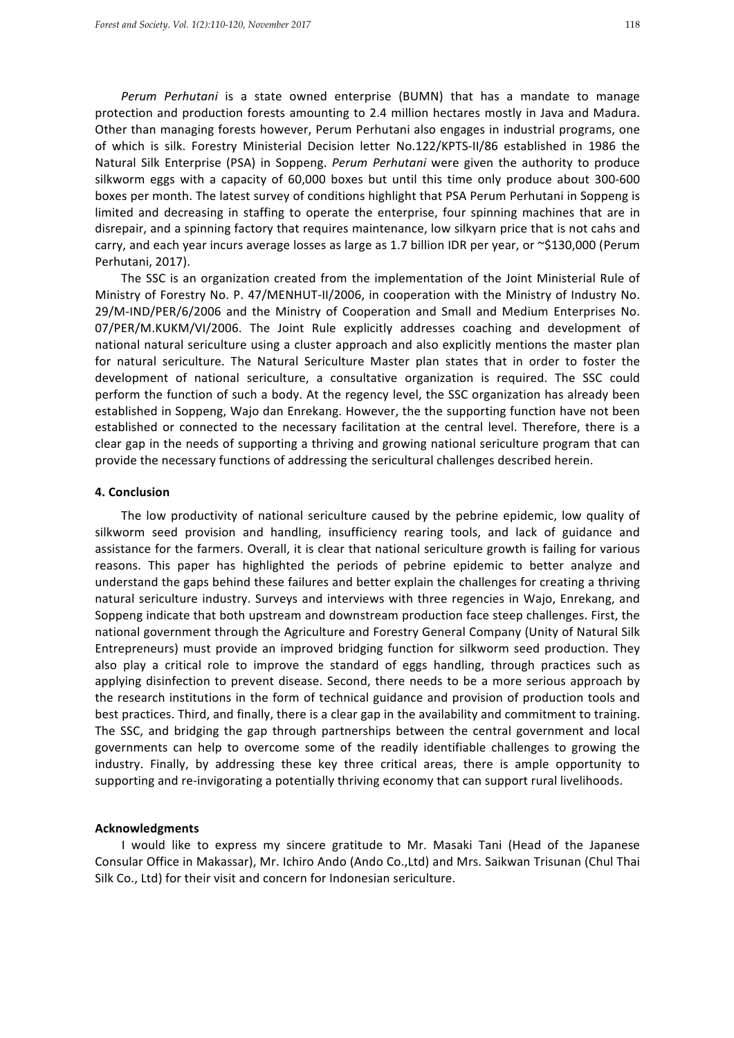*Perum Perhutani* is a state owned enterprise (BUMN) that has a mandate to manage protection and production forests amounting to 2.4 million hectares mostly in Java and Madura. Other than managing forests however, Perum Perhutani also engages in industrial programs, one of which is silk. Forestry Ministerial Decision letter No.122/KPTS-II/86 established in 1986 the Natural Silk Enterprise (PSA) in Soppeng. *Perum Perhutani* were given the authority to produce silkworm eggs with a capacity of 60,000 boxes but until this time only produce about 300-600 boxes per month. The latest survey of conditions highlight that PSA Perum Perhutani in Soppeng is limited and decreasing in staffing to operate the enterprise, four spinning machines that are in disrepair, and a spinning factory that requires maintenance, low silkyarn price that is not cahs and carry, and each year incurs average losses as large as 1.7 billion IDR per year, or ~$130,000 (Perum Perhutani, 2017).

The SSC is an organization created from the implementation of the Joint Ministerial Rule of Ministry of Forestry No. P. 47/MENHUT-II/2006, in cooperation with the Ministry of Industry No. 29/M-IND/PER/6/2006 and the Ministry of Cooperation and Small and Medium Enterprises No. 07/PER/M.KUKM/VI/2006. The Joint Rule explicitly addresses coaching and development of national natural sericulture using a cluster approach and also explicitly mentions the master plan for natural sericulture. The Natural Sericulture Master plan states that in order to foster the development of national sericulture, a consultative organization is required. The SSC could perform the function of such a body. At the regency level, the SSC organization has already been established in Soppeng, Wajo dan Enrekang. However, the the supporting function have not been established or connected to the necessary facilitation at the central level. Therefore, there is a clear gap in the needs of supporting a thriving and growing national sericulture program that can provide the necessary functions of addressing the sericultural challenges described herein.

## 4. Conclusion

The low productivity of national sericulture caused by the pebrine epidemic, low quality of silkworm seed provision and handling, insufficiency rearing tools, and lack of guidance and assistance for the farmers. Overall, it is clear that national sericulture growth is failing for various reasons. This paper has highlighted the periods of pebrine epidemic to better analyze and understand the gaps behind these failures and better explain the challenges for creating a thriving natural sericulture industry. Surveys and interviews with three regencies in Wajo, Enrekang, and Soppeng indicate that both upstream and downstream production face steep challenges. First, the national government through the Agriculture and Forestry General Company (Unity of Natural Silk Entrepreneurs) must provide an improved bridging function for silkworm seed production. They also play a critical role to improve the standard of eggs handling, through practices such as applying disinfection to prevent disease. Second, there needs to be a more serious approach by the research institutions in the form of technical guidance and provision of production tools and best practices. Third, and finally, there is a clear gap in the availability and commitment to training. The SSC, and bridging the gap through partnerships between the central government and local governments can help to overcome some of the readily identifiable challenges to growing the industry. Finally, by addressing these key three critical areas, there is ample opportunity to supporting and re-invigorating a potentially thriving economy that can support rural livelihoods.

## Acknowledgments

I would like to express my sincere gratitude to Mr. Masaki Tani (Head of the Japanese Consular Office in Makassar), Mr. Ichiro Ando (Ando Co.,Ltd) and Mrs. Saikwan Trisunan (Chul Thai Silk Co., Ltd) for their visit and concern for Indonesian sericulture.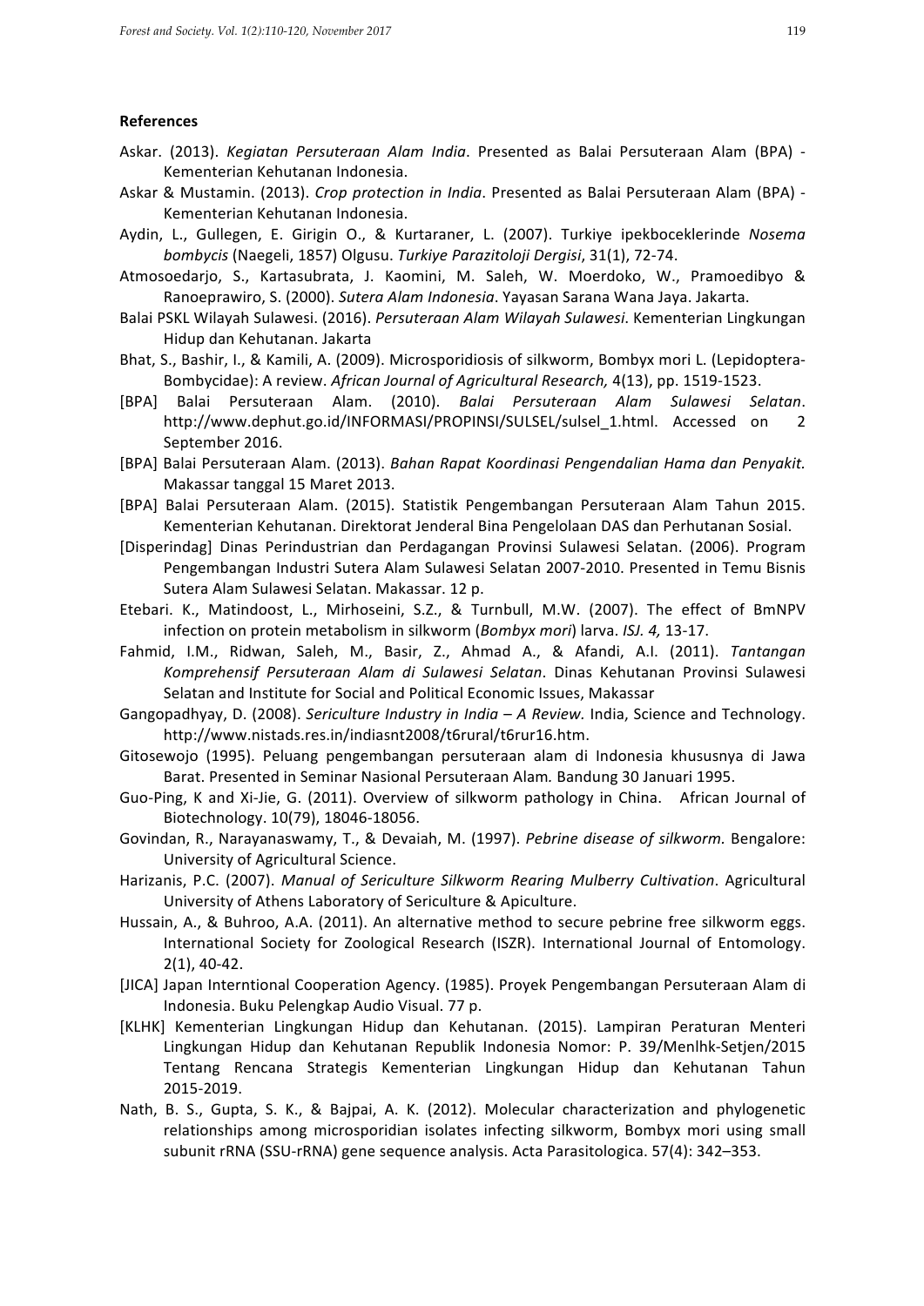## References

Askar. (2013). *Kegiatan Persuteraan Alam India*. Presented as Balai Persuteraan Alam (BPA) - Kementerian Kehutanan Indonesia.

Askar & Mustamin. (2013). *Crop protection in India*. Presented as Balai Persuteraan Alam (BPA) - Kementerian Kehutanan Indonesia.

Aydin, L., Gullegen, E. Girigin O., & Kurtaraner, L. (2007). Turkiye ipekboceklerinde *Nosema bombycis* (Naegeli, 1857) Olgusu. *Turkiye Parazitoloji Dergisi*, 31(1), 72-74.

Atmosoedarjo, S., Kartasubrata, J. Kaomini, M. Saleh, W. Moerdoko, W., Pramoedibyo & Ranoeprawiro, S. (2000). *Sutera Alam Indonesia*. Yayasan Sarana Wana Jaya. Jakarta.

Balai PSKL Wilayah Sulawesi. (2016). *Persuteraan Alam Wilayah Sulawesi*. Kementerian Lingkungan Hidup dan Kehutanan. Jakarta

Bhat, S., Bashir, I., & Kamili, A. (2009). Microsporidiosis of silkworm, Bombyx mori L. (Lepidoptera-Bombycidae): A review. *African Journal of Agricultural Research,* 4(13), pp. 1519-1523.

[BPA] Balai Persuteraan Alam. (2010). *Balai Persuteraan Alam Sulawesi Selatan*. http://www.dephut.go.id/INFORMASI/PROPINSI/SULSEL/sulsel_1.html. Accessed on 2 September 2016.

[BPA] Balai Persuteraan Alam. (2013). *Bahan Rapat Koordinasi Pengendalian Hama dan Penyakit.* Makassar tanggal 15 Maret 2013.

[BPA] Balai Persuteraan Alam. (2015). Statistik Pengembangan Persuteraan Alam Tahun 2015. Kementerian Kehutanan. Direktorat Jenderal Bina Pengelolaan DAS dan Perhutanan Sosial.

[Disperindag] Dinas Perindustrian dan Perdagangan Provinsi Sulawesi Selatan. (2006). Program Pengembangan Industri Sutera Alam Sulawesi Selatan 2007-2010. Presented in Temu Bisnis Sutera Alam Sulawesi Selatan. Makassar. 12 p.

Etebari. K., Matindoost, L., Mirhoseini, S.Z., & Turnbull, M.W. (2007). The effect of BmNPV infection on protein metabolism in silkworm (*Bombyx mori*) larva. *ISJ. 4,* 13-17.

Fahmid, I.M., Ridwan, Saleh, M., Basir, Z., Ahmad A., & Afandi, A.I. (2011). *Tantangan Komprehensif Persuteraan Alam di Sulawesi Selatan*. Dinas Kehutanan Provinsi Sulawesi Selatan and Institute for Social and Political Economic Issues, Makassar

Gangopadhyay, D. (2008). *Sericulture Industry in India – A Review.* India, Science and Technology. http://www.nistads.res.in/indiasnt2008/t6rural/t6rur16.htm.

Gitosewojo (1995). Peluang pengembangan persuteraan alam di Indonesia khususnya di Jawa Barat. Presented in Seminar Nasional Persuteraan Alam*.* Bandung 30 Januari 1995.

Guo-Ping, K and Xi-Jie, G. (2011). Overview of silkworm pathology in China. African Journal of Biotechnology. 10(79), 18046-18056.

Govindan, R., Narayanaswamy, T., & Devaiah, M. (1997). *Pebrine disease of silkworm.* Bengalore: University of Agricultural Science.

Harizanis, P.C. (2007). *Manual of Sericulture Silkworm Rearing Mulberry Cultivation*. Agricultural University of Athens Laboratory of Sericulture & Apiculture.

Hussain, A., & Buhroo, A.A. (2011). An alternative method to secure pebrine free silkworm eggs. International Society for Zoological Research (ISZR). International Journal of Entomology. 2(1), 40-42.

[JICA] Japan Interntional Cooperation Agency. (1985). Proyek Pengembangan Persuteraan Alam di Indonesia. Buku Pelengkap Audio Visual. 77 p.

[KLHK] Kementerian Lingkungan Hidup dan Kehutanan. (2015). Lampiran Peraturan Menteri Lingkungan Hidup dan Kehutanan Republik Indonesia Nomor: P. 39/Menlhk-Setjen/2015 Tentang Rencana Strategis Kementerian Lingkungan Hidup dan Kehutanan Tahun 2015-2019.

Nath, B. S., Gupta, S. K., & Bajpai, A. K. (2012). Molecular characterization and phylogenetic relationships among microsporidian isolates infecting silkworm, Bombyx mori using small subunit rRNA (SSU-rRNA) gene sequence analysis. Acta Parasitologica. 57(4): 342–353.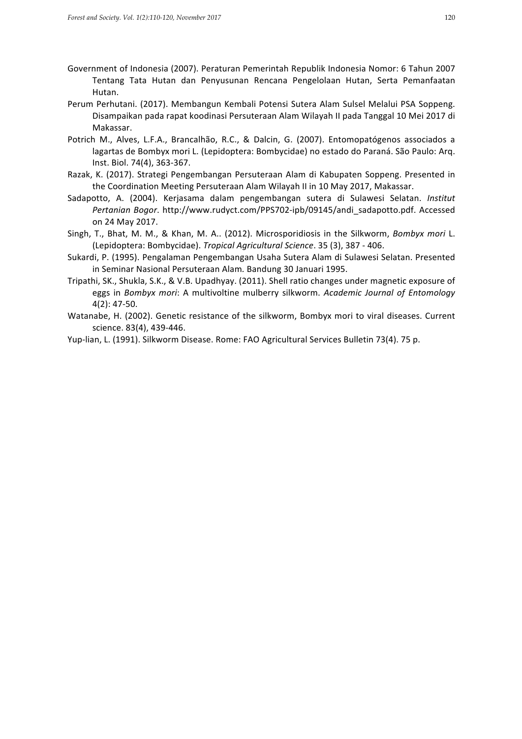Government of Indonesia (2007). Peraturan Pemerintah Republik Indonesia Nomor: 6 Tahun 2007 Tentang Tata Hutan dan Penyusunan Rencana Pengelolaan Hutan, Serta Pemanfaatan Hutan.

Perum Perhutani. (2017). Membangun Kembali Potensi Sutera Alam Sulsel Melalui PSA Soppeng. Disampaikan pada rapat koodinasi Persuteraan Alam Wilayah II pada Tanggal 10 Mei 2017 di Makassar.

Potrich M., Alves, L.F.A., Brancalhão, R.C., & Dalcin, G. (2007). Entomopatógenos associados a lagartas de Bombyx mori L. (Lepidoptera: Bombycidae) no estado do Paraná. São Paulo: Arq. Inst. Biol. 74(4), 363-367.

Razak, K. (2017). Strategi Pengembangan Persuteraan Alam di Kabupaten Soppeng. Presented in the Coordination Meeting Persuteraan Alam Wilayah II in 10 May 2017, Makassar.

Sadapotto, A. (2004). Kerjasama dalam pengembangan sutera di Sulawesi Selatan. *Institut Pertanian Bogor*. http://www.rudyct.com/PPS702-ipb/09145/andi_sadapotto.pdf. Accessed on 24 May 2017.

Singh, T., Bhat, M. M., & Khan, M. A.. (2012). Microsporidiosis in the Silkworm, *Bombyx mori* L. (Lepidoptera: Bombycidae). *Tropical Agricultural Science*. 35 (3), 387 - 406.

Sukardi, P. (1995). Pengalaman Pengembangan Usaha Sutera Alam di Sulawesi Selatan. Presented in Seminar Nasional Persuteraan Alam. Bandung 30 Januari 1995.

Tripathi, SK., Shukla, S.K., & V.B. Upadhyay. (2011). Shell ratio changes under magnetic exposure of eggs in *Bombyx mori*: A multivoltine mulberry silkworm. *Academic Journal of Entomology* 4(2): 47-50.

Watanabe, H. (2002). Genetic resistance of the silkworm, Bombyx mori to viral diseases. Current science. 83(4), 439-446.

Yup-lian, L. (1991). Silkworm Disease. Rome: FAO Agricultural Services Bulletin 73(4). 75 p.